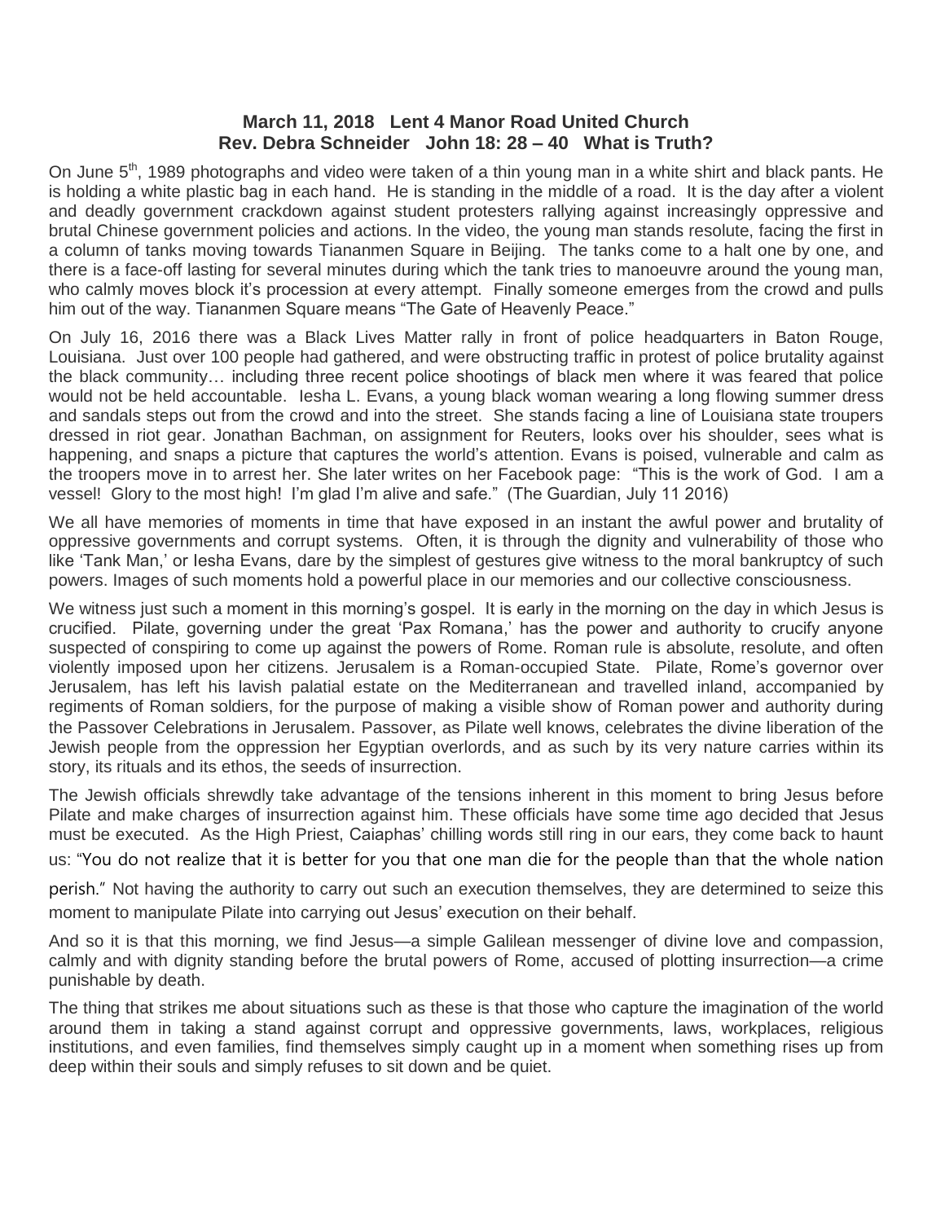**March 11, 2018 Lent 4 Manor Road United Church**
**Rev. Debra Schneider John 18: 28 – 40 What is Truth?**

On June 5th, 1989 photographs and video were taken of a thin young man in a white shirt and black pants. He is holding a white plastic bag in each hand. He is standing in the middle of a road. It is the day after a violent and deadly government crackdown against student protesters rallying against increasingly oppressive and brutal Chinese government policies and actions. In the video, the young man stands resolute, facing the first in a column of tanks moving towards Tiananmen Square in Beijing. The tanks come to a halt one by one, and there is a face-off lasting for several minutes during which the tank tries to manoeuvre around the young man, who calmly moves block it's procession at every attempt. Finally someone emerges from the crowd and pulls him out of the way. Tiananmen Square means "The Gate of Heavenly Peace."

On July 16, 2016 there was a Black Lives Matter rally in front of police headquarters in Baton Rouge, Louisiana. Just over 100 people had gathered, and were obstructing traffic in protest of police brutality against the black community… including three recent police shootings of black men where it was feared that police would not be held accountable. Iesha L. Evans, a young black woman wearing a long flowing summer dress and sandals steps out from the crowd and into the street. She stands facing a line of Louisiana state troupers dressed in riot gear. Jonathan Bachman, on assignment for Reuters, looks over his shoulder, sees what is happening, and snaps a picture that captures the world's attention. Evans is poised, vulnerable and calm as the troopers move in to arrest her. She later writes on her Facebook page: "This is the work of God. I am a vessel! Glory to the most high! I'm glad I'm alive and safe." (The Guardian, July 11 2016)

We all have memories of moments in time that have exposed in an instant the awful power and brutality of oppressive governments and corrupt systems. Often, it is through the dignity and vulnerability of those who like 'Tank Man,' or Iesha Evans, dare by the simplest of gestures give witness to the moral bankruptcy of such powers. Images of such moments hold a powerful place in our memories and our collective consciousness.

We witness just such a moment in this morning's gospel. It is early in the morning on the day in which Jesus is crucified. Pilate, governing under the great 'Pax Romana,' has the power and authority to crucify anyone suspected of conspiring to come up against the powers of Rome. Roman rule is absolute, resolute, and often violently imposed upon her citizens. Jerusalem is a Roman-occupied State. Pilate, Rome's governor over Jerusalem, has left his lavish palatial estate on the Mediterranean and travelled inland, accompanied by regiments of Roman soldiers, for the purpose of making a visible show of Roman power and authority during the Passover Celebrations in Jerusalem. Passover, as Pilate well knows, celebrates the divine liberation of the Jewish people from the oppression her Egyptian overlords, and as such by its very nature carries within its story, its rituals and its ethos, the seeds of insurrection.

The Jewish officials shrewdly take advantage of the tensions inherent in this moment to bring Jesus before Pilate and make charges of insurrection against him. These officials have some time ago decided that Jesus must be executed. As the High Priest, Caiaphas' chilling words still ring in our ears, they come back to haunt us: "You do not realize that it is better for you that one man die for the people than that the whole nation perish." Not having the authority to carry out such an execution themselves, they are determined to seize this moment to manipulate Pilate into carrying out Jesus' execution on their behalf.

And so it is that this morning, we find Jesus—a simple Galilean messenger of divine love and compassion, calmly and with dignity standing before the brutal powers of Rome, accused of plotting insurrection—a crime punishable by death.

The thing that strikes me about situations such as these is that those who capture the imagination of the world around them in taking a stand against corrupt and oppressive governments, laws, workplaces, religious institutions, and even families, find themselves simply caught up in a moment when something rises up from deep within their souls and simply refuses to sit down and be quiet.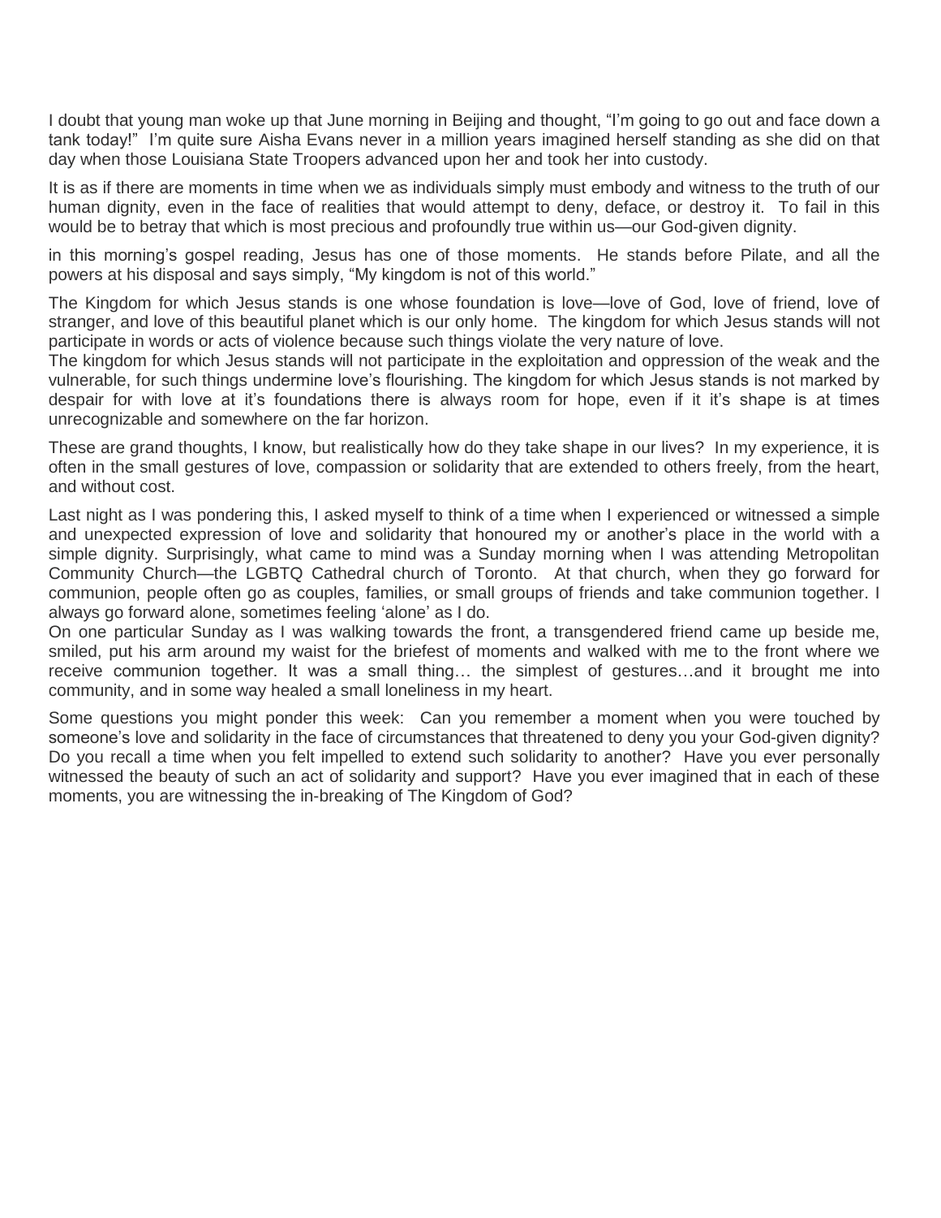I doubt that young man woke up that June morning in Beijing and thought, "I'm going to go out and face down a tank today!" I'm quite sure Aisha Evans never in a million years imagined herself standing as she did on that day when those Louisiana State Troopers advanced upon her and took her into custody.

It is as if there are moments in time when we as individuals simply must embody and witness to the truth of our human dignity, even in the face of realities that would attempt to deny, deface, or destroy it. To fail in this would be to betray that which is most precious and profoundly true within us—our God-given dignity.

in this morning's gospel reading, Jesus has one of those moments. He stands before Pilate, and all the powers at his disposal and says simply, "My kingdom is not of this world."

The Kingdom for which Jesus stands is one whose foundation is love—love of God, love of friend, love of stranger, and love of this beautiful planet which is our only home. The kingdom for which Jesus stands will not participate in words or acts of violence because such things violate the very nature of love.
The kingdom for which Jesus stands will not participate in the exploitation and oppression of the weak and the vulnerable, for such things undermine love's flourishing. The kingdom for which Jesus stands is not marked by despair for with love at it's foundations there is always room for hope, even if it it's shape is at times unrecognizable and somewhere on the far horizon.

These are grand thoughts, I know, but realistically how do they take shape in our lives? In my experience, it is often in the small gestures of love, compassion or solidarity that are extended to others freely, from the heart, and without cost.

Last night as I was pondering this, I asked myself to think of a time when I experienced or witnessed a simple and unexpected expression of love and solidarity that honoured my or another's place in the world with a simple dignity. Surprisingly, what came to mind was a Sunday morning when I was attending Metropolitan Community Church—the LGBTQ Cathedral church of Toronto. At that church, when they go forward for communion, people often go as couples, families, or small groups of friends and take communion together. I always go forward alone, sometimes feeling 'alone' as I do.
On one particular Sunday as I was walking towards the front, a transgendered friend came up beside me, smiled, put his arm around my waist for the briefest of moments and walked with me to the front where we receive communion together. It was a small thing… the simplest of gestures…and it brought me into community, and in some way healed a small loneliness in my heart.

Some questions you might ponder this week: Can you remember a moment when you were touched by someone's love and solidarity in the face of circumstances that threatened to deny you your God-given dignity? Do you recall a time when you felt impelled to extend such solidarity to another? Have you ever personally witnessed the beauty of such an act of solidarity and support? Have you ever imagined that in each of these moments, you are witnessing the in-breaking of The Kingdom of God?